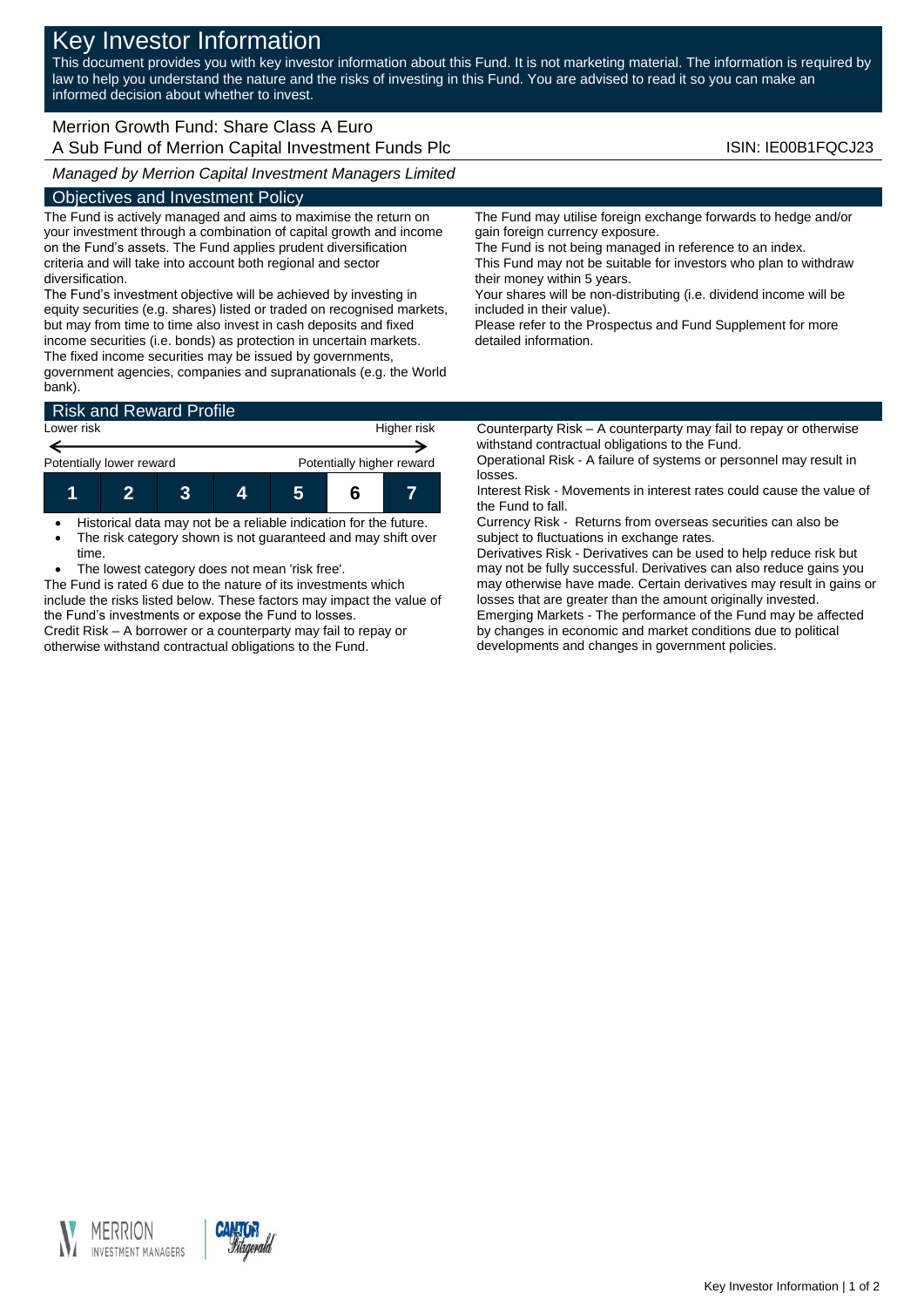# Key Investor Information

This document provides you with key investor information about this Fund. It is not marketing material. The information is required by law to help you understand the nature and the risks of investing in this Fund. You are advised to read it so you can make an informed decision about whether to invest.

## Merrion Growth Fund: Share Class A Euro

A Sub Fund of Merrion Capital Investment Funds Plc

ISIN: IE00B1FQCJ23

*Managed by Merrion Capital Investment Managers Limited*

## Objectives and Investment Policy

The Fund is actively managed and aims to maximise the return on your investment through a combination of capital growth and income on the Fund's assets. The Fund applies prudent diversification criteria and will take into account both regional and sector diversification.

The Fund's investment objective will be achieved by investing in equity securities (e.g. shares) listed or traded on recognised markets, but may from time to time also invest in cash deposits and fixed income securities (i.e. bonds) as protection in uncertain markets. The fixed income securities may be issued by governments, government agencies, companies and supranationals (e.g. the World bank).

The Fund may utilise foreign exchange forwards to hedge and/or gain foreign currency exposure.

The Fund is not being managed in reference to an index.

This Fund may not be suitable for investors who plan to withdraw their money within 5 years.

Your shares will be non-distributing (i.e. dividend income will be included in their value).

Please refer to the Prospectus and Fund Supplement for more detailed information.

## Risk and Reward Profile

| Lower risk | | | | | | Higher risk |
|---|---|---|---|---|---|---|
| Potentially lower reward | | | | | | Potentially higher reward |
| 1 | 2 | 3 | 4 | 5 | **6** | 7 |

- Historical data may not be a reliable indication for the future.
- The risk category shown is not guaranteed and may shift over time.
- The lowest category does not mean 'risk free'.

The Fund is rated 6 due to the nature of its investments which include the risks listed below. These factors may impact the value of the Fund's investments or expose the Fund to losses.

Credit Risk – A borrower or a counterparty may fail to repay or otherwise withstand contractual obligations to the Fund.

Counterparty Risk – A counterparty may fail to repay or otherwise withstand contractual obligations to the Fund.

Operational Risk - A failure of systems or personnel may result in losses.

Interest Risk - Movements in interest rates could cause the value of the Fund to fall.

Currency Risk - Returns from overseas securities can also be subject to fluctuations in exchange rates.

Derivatives Risk - Derivatives can be used to help reduce risk but may not be fully successful. Derivatives can also reduce gains you may otherwise have made. Certain derivatives may result in gains or losses that are greater than the amount originally invested.

Emerging Markets - The performance of the Fund may be affected by changes in economic and market conditions due to political developments and changes in government policies.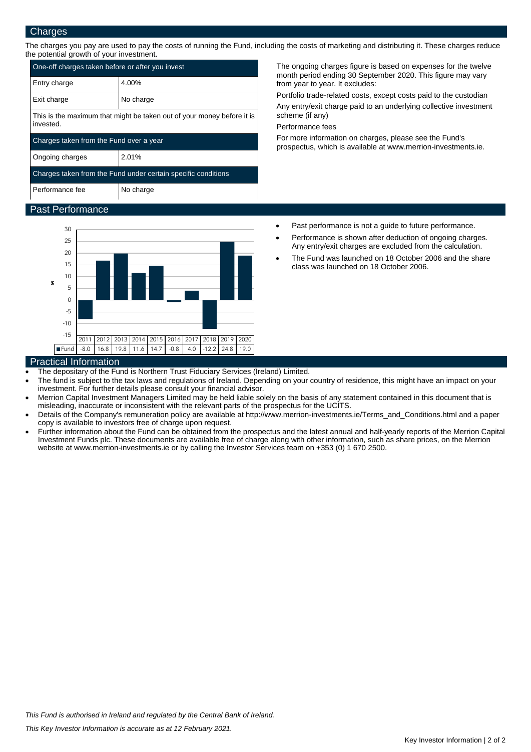## Charges

The charges you pay are used to pay the costs of running the Fund, including the costs of marketing and distributing it. These charges reduce the potential growth of your investment.

| One-off charges taken before or after you invest | |
|---|---|
| Entry charge | 4.00% |
| Exit charge | No charge |
| This is the maximum that might be taken out of your money before it is invested. | |
| **Charges taken from the Fund over a year** | |
| Ongoing charges | 2.01% |
| **Charges taken from the Fund under certain specific conditions** | |
| Performance fee | No charge |

The ongoing charges figure is based on expenses for the twelve month period ending 30 September 2020. This figure may vary from year to year. It excludes:

Portfolio trade-related costs, except costs paid to the custodian

Any entry/exit charge paid to an underlying collective investment scheme (if any)

Performance fees

For more information on charges, please see the Fund's prospectus, which is available at www.merrion-investments.ie.

## Past Performance

%

30
25
20
15
10
5
0
-5
-10
-15

2011 2012 2013 2014 2015 2016 2017 2018 2019 2020

Fund -8.0 16.8 19.8 11.6 14.7 -0.8 4.0 -12.2 24.8 19.0

- Past performance is not a guide to future performance.
- Performance is shown after deduction of ongoing charges. Any entry/exit charges are excluded from the calculation.
- The Fund was launched on 18 October 2006 and the share class was launched on 18 October 2006.

## Practical Information

- The depositary of the Fund is Northern Trust Fiduciary Services (Ireland) Limited.
- The fund is subject to the tax laws and regulations of Ireland. Depending on your country of residence, this might have an impact on your investment. For further details please consult your financial advisor.
- Merrion Capital Investment Managers Limited may be held liable solely on the basis of any statement contained in this document that is misleading, inaccurate or inconsistent with the relevant parts of the prospectus for the UCITS.
- Details of the Company's remuneration policy are available at http://www.merrion-investments.ie/Terms_and_Conditions.html and a paper copy is available to investors free of charge upon request.
- Further information about the Fund can be obtained from the prospectus and the latest annual and half-yearly reports of the Merrion Capital Investment Funds plc. These documents are available free of charge along with other information, such as share prices, on the Merrion website at www.merrion-investments.ie or by calling the Investor Services team on +353 (0) 1 670 2500.

*This Fund is authorised in Ireland and regulated by the Central Bank of Ireland.*

*This Key Investor Information is accurate as at 12 February 2021.*